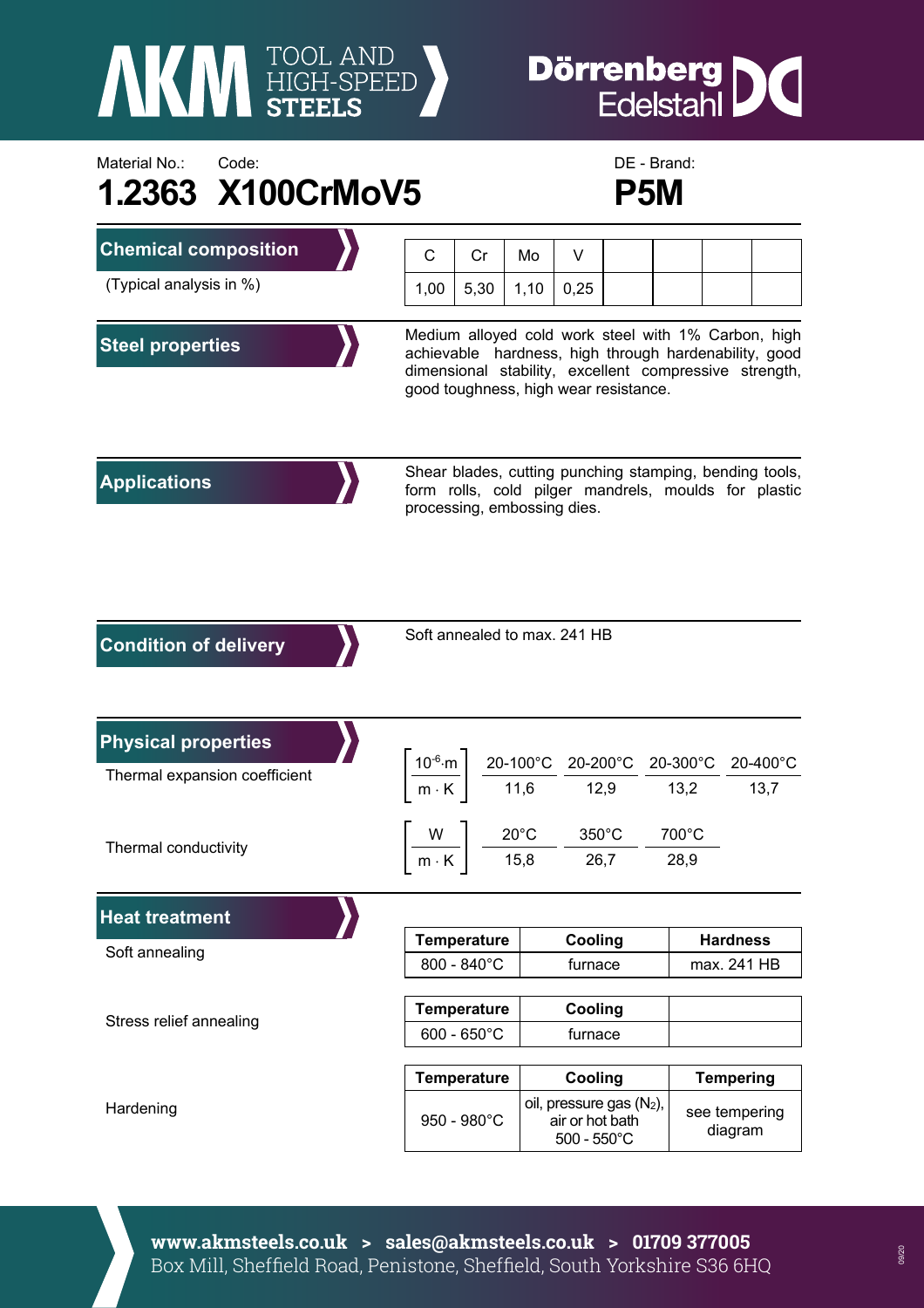Material No.: 1.2363 | Code: X100CrMoV5 | DE - Brand: P5M

# 1.2363 X100CrMoV5 — P5M

## Chemical composition

(Typical analysis in %)

| C | Cr | Mo | V | | | | |
|---|---|---|---|---|---|---|---|
| 1,00 | 5,30 | 1,10 | 0,25 | | | | |

## Steel properties

Medium alloyed cold work steel with 1% Carbon, high achievable hardness, high through hardenability, good dimensional stability, excellent compressive strength, good toughness, high wear resistance.

## Applications

Shear blades, cutting punching stamping, bending tools, form rolls, cold pilger mandrels, moulds for plastic processing, embossing dies.

## Condition of delivery

Soft annealed to max. 241 HB

## Physical properties

Thermal expansion coefficient $\left[\frac{10^{-6} \cdot m}{m \cdot K}\right]$

| 20-100°C | 20-200°C | 20-300°C | 20-400°C |
|---|---|---|---|
| 11,6 | 12,9 | 13,2 | 13,7 |

Thermal conductivity $\left[\frac{W}{m \cdot K}\right]$

| 20°C | 350°C | 700°C |
|---|---|---|
| 15,8 | 26,7 | 28,9 |

## Heat treatment

Soft annealing

| Temperature | Cooling | Hardness |
|---|---|---|
| 800 - 840°C | furnace | max. 241 HB |

Stress relief annealing

| Temperature | Cooling | |
|---|---|---|
| 600 - 650°C | furnace | |

Hardening

| Temperature | Cooling | Tempering |
|---|---|---|
| 950 - 980°C | oil, pressure gas ($N_2$), air or hot bath 500 - 550°C | see tempering diagram |

**www.akmsteels.co.uk > sales@akmsteels.co.uk > 01709 377005**
Box Mill, Sheffield Road, Penistone, Sheffield, South Yorkshire S36 6HQ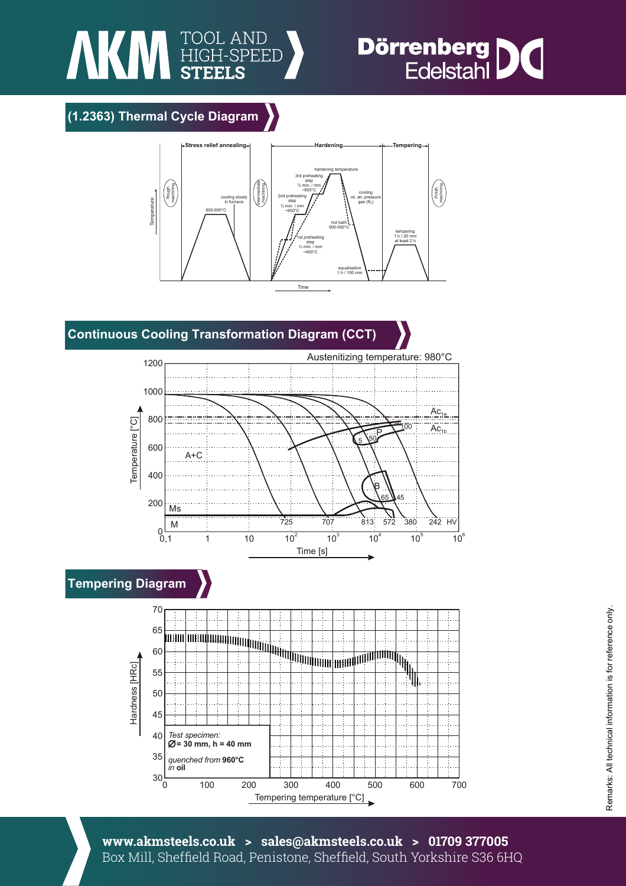# AKM TOOL AND HIGH-SPEED STEELS

Dörrenberg Edelstahl

## (1.2363) Thermal Cycle Diagram

Stress relief annealing

Hardening

Tempering

Rough machining

Intermediate machining

Finish machining

Temperature

Time

600-650°C

cooling slowly in furnace

hardening temperature

3rd preheating step ½ min. / mm ~850°C

2nd preheating step ½ min. / mm ~650°C

1st preheating step ½ min. / mm ~400°C

cooling oil, air, pressure gas ($N_2$)

hot bath 500-550°C

equalisation 1 h / 100 mm

tempering 1 h / 20 mm at least 2 h

## Continuous Cooling Transformation Diagram (CCT)

Austenitizing temperature: 980°C

Temperature [°C]

Time [s]

1200, 1000, 800, 600, 400, 200, 0

0,1, 1, 10, $10^2$, $10^3$, $10^4$, $10^5$, $10^6$

$Ac_{1e}$

$Ac_{1b}$

A+C

P

B

Ms

M

100, 50, 5, 65, 45

725, 707, 813, 572, 380, 242 HV

## Tempering Diagram

Hardness [HRc]

Tempering temperature [°C]

70, 65, 60, 55, 50, 45, 40, 35, 30

0, 100, 200, 300, 400, 500, 600, 700

*Test specimen:*
**Ø = 30 mm, h = 40 mm**

*quenched from* **960°C**
*in* **oil**

Remarks: All technical information is for reference only.

**www.akmsteels.co.uk > sales@akmsteels.co.uk > 01709 377005**
Box Mill, Sheffield Road, Penistone, Sheffield, South Yorkshire S36 6HQ